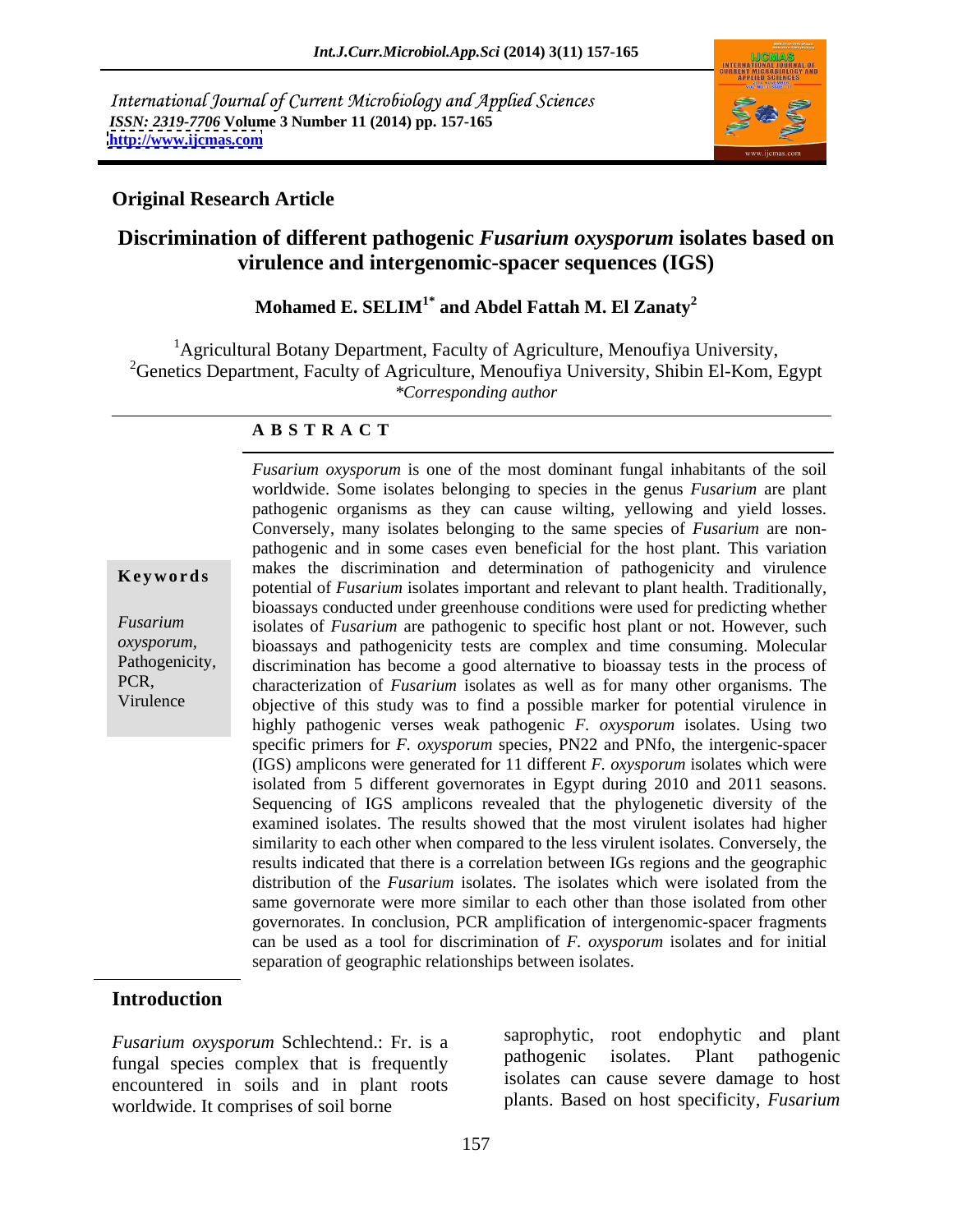International Journal of Current Microbiology and Applied Sciences
*ISSN: 2319-7706* **Volume 3 Number 11 (2014) pp. 157-165**
**http://www.ijcmas.com**

## Original Research Article

# Discrimination of different pathogenic *Fusarium oxysporum* isolates based on virulence and intergenomic-spacer sequences (IGS)

### Mohamed E. SELIM[1*] and Abdel Fattah M. El Zanaty[2]

[1]Agricultural Botany Department, Faculty of Agriculture, Menoufiya University,
[2]Genetics Department, Faculty of Agriculture, Menoufiya University, Shibin El-Kom, Egypt
*\*Corresponding author*

## A B S T R A C T

**Keywords**

*Fusarium oxysporum*, Pathogenicity, PCR, Virulence

*Fusarium oxysporum* is one of the most dominant fungal inhabitants of the soil worldwide. Some isolates belonging to species in the genus *Fusarium* are plant pathogenic organisms as they can cause wilting, yellowing and yield losses. Conversely, many isolates belonging to the same species of *Fusarium* are non-pathogenic and in some cases even beneficial for the host plant. This variation makes the discrimination and determination of pathogenicity and virulence potential of *Fusarium* isolates important and relevant to plant health. Traditionally, bioassays conducted under greenhouse conditions were used for predicting whether isolates of *Fusarium* are pathogenic to specific host plant or not. However, such bioassays and pathogenicity tests are complex and time consuming. Molecular discrimination has become a good alternative to bioassay tests in the process of characterization of *Fusarium* isolates as well as for many other organisms. The objective of this study was to find a possible marker for potential virulence in highly pathogenic verses weak pathogenic *F. oxysporum* isolates. Using two specific primers for *F. oxysporum* species, PN22 and PNfo, the intergenic-spacer (IGS) amplicons were generated for 11 different *F. oxysporum* isolates which were isolated from 5 different governorates in Egypt during 2010 and 2011 seasons. Sequencing of IGS amplicons revealed that the phylogenetic diversity of the examined isolates. The results showed that the most virulent isolates had higher similarity to each other when compared to the less virulent isolates. Conversely, the results indicated that there is a correlation between IGs regions and the geographic distribution of the *Fusarium* isolates. The isolates which were isolated from the same governorate were more similar to each other than those isolated from other governorates. In conclusion, PCR amplification of intergenomic-spacer fragments can be used as a tool for discrimination of *F. oxysporum* isolates and for initial separation of geographic relationships between isolates.

## Introduction

*Fusarium oxysporum* Schlechtend.: Fr. is a fungal species complex that is frequently encountered in soils and in plant roots worldwide. It comprises of soil borne saprophytic, root endophytic and plant pathogenic isolates. Plant pathogenic isolates can cause severe damage to host plants. Based on host specificity, *Fusarium*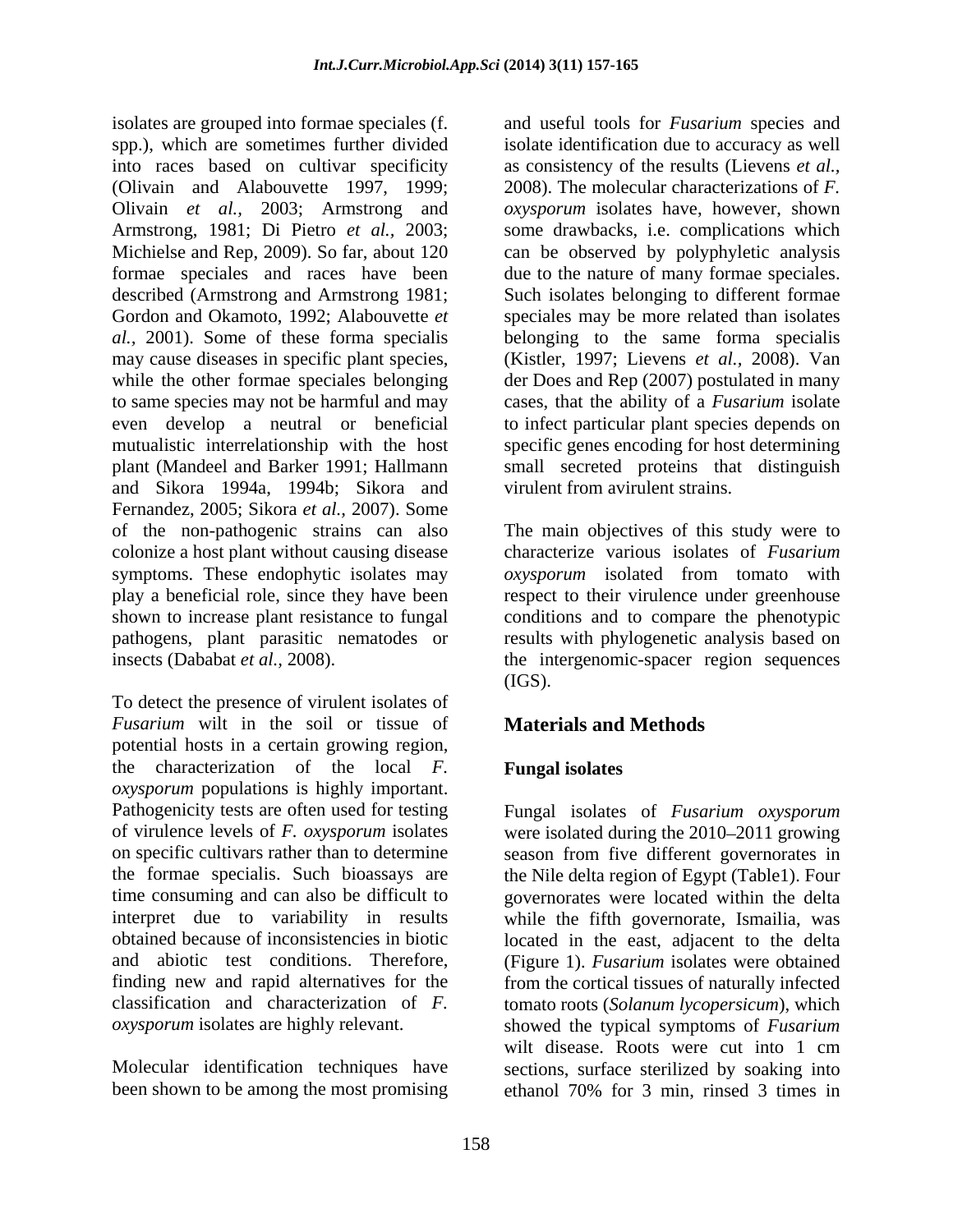isolates are grouped into formae speciales (f. spp.), which are sometimes further divided into races based on cultivar specificity (Olivain and Alabouvette 1997, 1999; Olivain *et al.,* 2003; Armstrong and Armstrong, 1981; Di Pietro *et al.*, 2003; Michielse and Rep, 2009). So far, about 120 formae speciales and races have been described (Armstrong and Armstrong 1981; Gordon and Okamoto, 1992; Alabouvette *et al.,* 2001). Some of these forma specialis may cause diseases in specific plant species, while the other formae speciales belonging to same species may not be harmful and may even develop a neutral or beneficial mutualistic interrelationship with the host plant (Mandeel and Barker 1991; Hallmann and Sikora 1994a, 1994b; Sikora and Fernandez, 2005; Sikora *et al.,* 2007). Some of the non-pathogenic strains can also colonize a host plant without causing disease symptoms. These endophytic isolates may play a beneficial role, since they have been shown to increase plant resistance to fungal pathogens, plant parasitic nematodes or insects (Dababat *et al.*, 2008).

To detect the presence of virulent isolates of *Fusarium* wilt in the soil or tissue of potential hosts in a certain growing region, the characterization of the local *F. oxysporum* populations is highly important. Pathogenicity tests are often used for testing of virulence levels of *F. oxysporum* isolates on specific cultivars rather than to determine the formae specialis. Such bioassays are time consuming and can also be difficult to interpret due to variability in results obtained because of inconsistencies in biotic and abiotic test conditions. Therefore, finding new and rapid alternatives for the classification and characterization of *F. oxysporum* isolates are highly relevant.

Molecular identification techniques have been shown to be among the most promising and useful tools for *Fusarium* species and isolate identification due to accuracy as well as consistency of the results (Lievens *et al.,* 2008). The molecular characterizations of *F. oxysporum* isolates have, however, shown some drawbacks, i.e. complications which can be observed by polyphyletic analysis due to the nature of many formae speciales. Such isolates belonging to different formae speciales may be more related than isolates belonging to the same forma specialis (Kistler, 1997; Lievens *et al.,* 2008). Van der Does and Rep (2007) postulated in many cases, that the ability of a *Fusarium* isolate to infect particular plant species depends on specific genes encoding for host determining small secreted proteins that distinguish virulent from avirulent strains.

The main objectives of this study were to characterize various isolates of *Fusarium oxysporum* isolated from tomato with respect to their virulence under greenhouse conditions and to compare the phenotypic results with phylogenetic analysis based on the intergenomic-spacer region sequences (IGS).

## Materials and Methods

### Fungal isolates

Fungal isolates of *Fusarium oxysporum* were isolated during the 2010–2011 growing season from five different governorates in the Nile delta region of Egypt (Table1). Four governorates were located within the delta while the fifth governorate, Ismailia, was located in the east, adjacent to the delta (Figure 1). *Fusarium* isolates were obtained from the cortical tissues of naturally infected tomato roots (*Solanum lycopersicum*), which showed the typical symptoms of *Fusarium* wilt disease. Roots were cut into 1 cm sections, surface sterilized by soaking into ethanol 70% for 3 min, rinsed 3 times in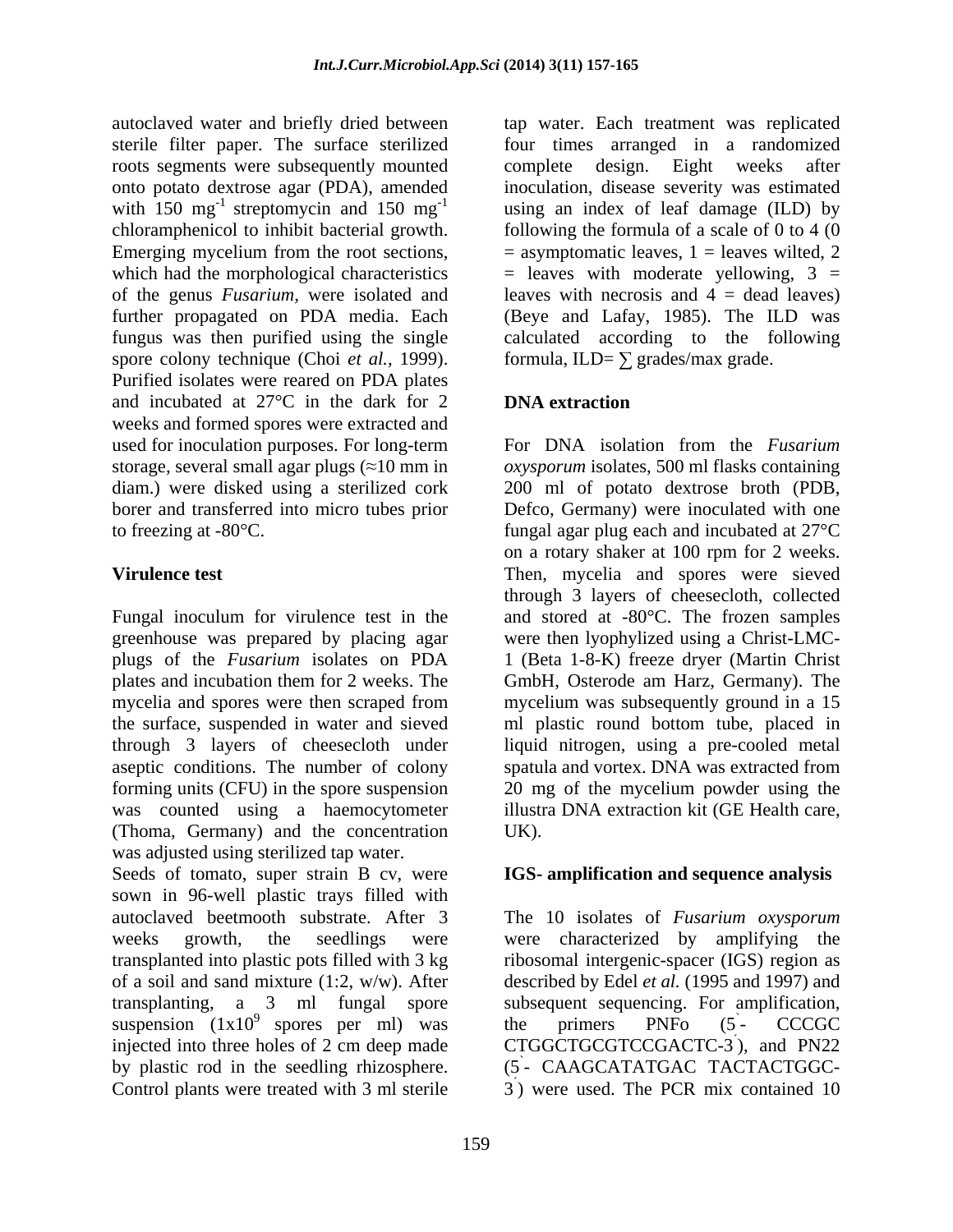autoclaved water and briefly dried between sterile filter paper. The surface sterilized roots segments were subsequently mounted onto potato dextrose agar (PDA), amended with 150 mg$^{-1}$ streptomycin and 150 mg$^{-1}$ chloramphenicol to inhibit bacterial growth. Emerging mycelium from the root sections, which had the morphological characteristics of the genus *Fusarium*, were isolated and further propagated on PDA media. Each fungus was then purified using the single spore colony technique (Choi *et al.*, 1999). Purified isolates were reared on PDA plates and incubated at 27°C in the dark for 2 weeks and formed spores were extracted and used for inoculation purposes. For long-term storage, several small agar plugs (≈10 mm in diam.) were disked using a sterilized cork borer and transferred into micro tubes prior to freezing at -80°C.

## Virulence test

Fungal inoculum for virulence test in the greenhouse was prepared by placing agar plugs of the *Fusarium* isolates on PDA plates and incubation them for 2 weeks. The mycelia and spores were then scraped from the surface, suspended in water and sieved through 3 layers of cheesecloth under aseptic conditions. The number of colony forming units (CFU) in the spore suspension was counted using a haemocytometer (Thoma, Germany) and the concentration was adjusted using sterilized tap water.

Seeds of tomato, super strain B cv, were sown in 96-well plastic trays filled with autoclaved beetmooth substrate. After 3 weeks growth, the seedlings were transplanted into plastic pots filled with 3 kg of a soil and sand mixture (1:2, w/w). After transplanting, a 3 ml fungal spore suspension ($1x10^9$ spores per ml) was injected into three holes of 2 cm deep made by plastic rod in the seedling rhizosphere. Control plants were treated with 3 ml sterile tap water. Each treatment was replicated four times arranged in a randomized complete design. Eight weeks after inoculation, disease severity was estimated using an index of leaf damage (ILD) by following the formula of a scale of 0 to 4 (0 = asymptomatic leaves, 1 = leaves wilted, 2 = leaves with moderate yellowing, 3 = leaves with necrosis and 4 = dead leaves) (Beye and Lafay, 1985). The ILD was calculated according to the following formula, ILD= $\sum$ grades/max grade.

## DNA extraction

For DNA isolation from the *Fusarium oxysporum* isolates, 500 ml flasks containing 200 ml of potato dextrose broth (PDB, Defco, Germany) were inoculated with one fungal agar plug each and incubated at 27°C on a rotary shaker at 100 rpm for 2 weeks. Then, mycelia and spores were sieved through 3 layers of cheesecloth, collected and stored at -80°C. The frozen samples were then lyophylized using a Christ-LMC-1 (Beta 1-8-K) freeze dryer (Martin Christ GmbH, Osterode am Harz, Germany). The mycelium was subsequently ground in a 15 ml plastic round bottom tube, placed in liquid nitrogen, using a pre-cooled metal spatula and vortex. DNA was extracted from 20 mg of the mycelium powder using the illustra DNA extraction kit (GE Health care, UK).

## IGS- amplification and sequence analysis

The 10 isolates of *Fusarium oxysporum* were characterized by amplifying the ribosomal intergenic-spacer (IGS) region as described by Edel *et al.* (1995 and 1997) and subsequent sequencing. For amplification, the primers PNFo (5`- CCCGC CTGGCTGCGTCCGACTC-3´), and PN22 (5`- CAAGCATATGAC TACTACTGGC-3´) were used. The PCR mix contained 10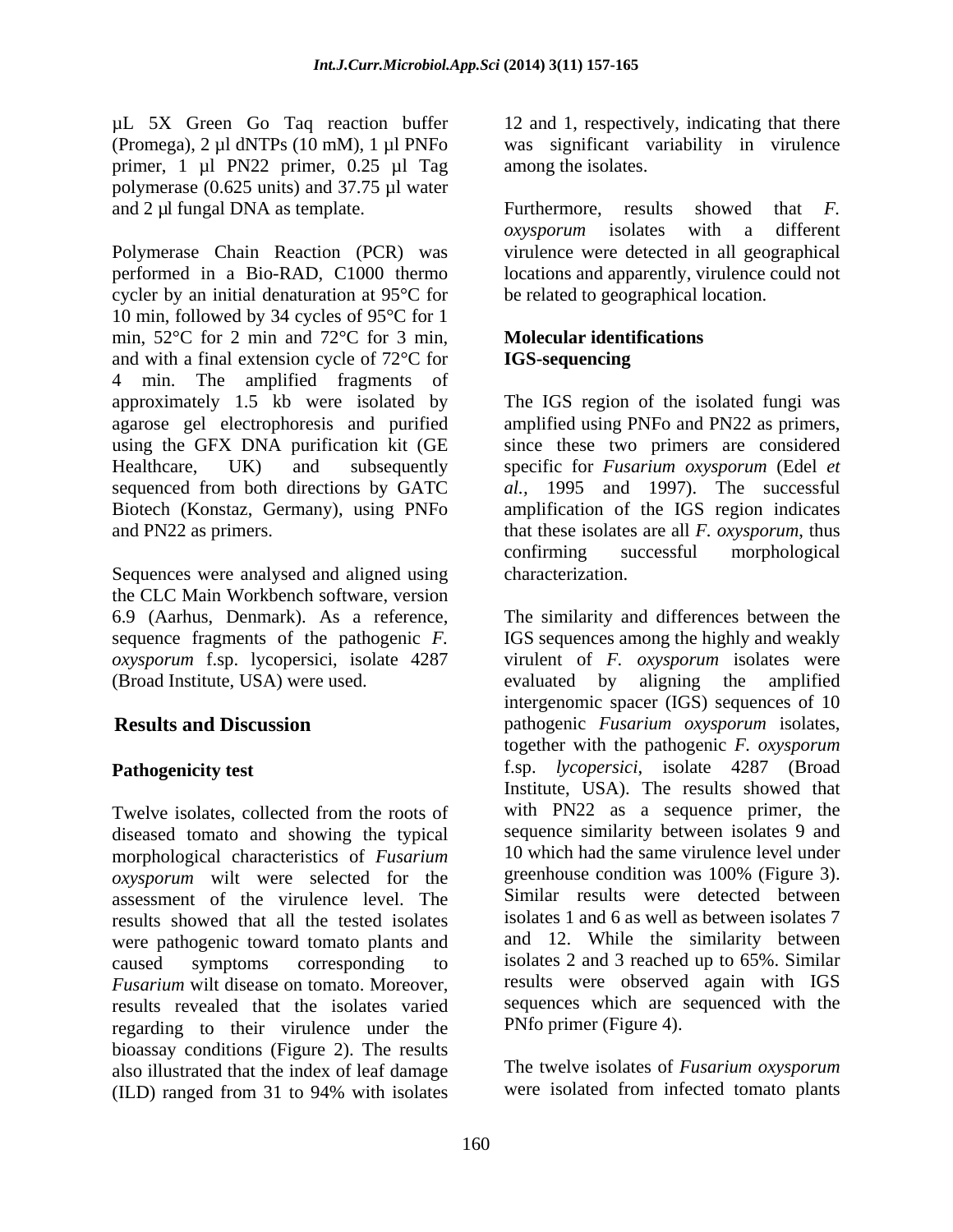µL 5X Green Go Taq reaction buffer (Promega), 2 µl dNTPs (10 mM), 1 µl PNFo primer, 1 µl PN22 primer, 0.25 µl Tag polymerase (0.625 units) and 37.75 µl water and 2 µl fungal DNA as template.

Polymerase Chain Reaction (PCR) was performed in a Bio-RAD, C1000 thermo cycler by an initial denaturation at 95°C for 10 min, followed by 34 cycles of 95°C for 1 min, 52°C for 2 min and 72°C for 3 min, and with a final extension cycle of 72°C for 4 min. The amplified fragments of approximately 1.5 kb were isolated by agarose gel electrophoresis and purified using the GFX DNA purification kit (GE Healthcare, UK) and subsequently sequenced from both directions by GATC Biotech (Konstaz, Germany), using PNFo and PN22 as primers.

Sequences were analysed and aligned using the CLC Main Workbench software, version 6.9 (Aarhus, Denmark). As a reference, sequence fragments of the pathogenic *F. oxysporum* f.sp. lycopersici, isolate 4287 (Broad Institute, USA) were used.

## Results and Discussion

### Pathogenicity test

Twelve isolates, collected from the roots of diseased tomato and showing the typical morphological characteristics of *Fusarium oxysporum* wilt were selected for the assessment of the virulence level. The results showed that all the tested isolates were pathogenic toward tomato plants and caused symptoms corresponding to *Fusarium* wilt disease on tomato. Moreover, results revealed that the isolates varied regarding to their virulence under the bioassay conditions (Figure 2). The results also illustrated that the index of leaf damage (ILD) ranged from 31 to 94% with isolates 12 and 1, respectively, indicating that there was significant variability in virulence among the isolates.

Furthermore, results showed that *F. oxysporum* isolates with a different virulence were detected in all geographical locations and apparently, virulence could not be related to geographical location.

### Molecular identifications

### IGS-sequencing

The IGS region of the isolated fungi was amplified using PNFo and PN22 as primers, since these two primers are considered specific for *Fusarium oxysporum* (Edel *et al.,* 1995 and 1997). The successful amplification of the IGS region indicates that these isolates are all *F. oxysporum*, thus confirming successful morphological characterization.

The similarity and differences between the IGS sequences among the highly and weakly virulent of *F. oxysporum* isolates were evaluated by aligning the amplified intergenomic spacer (IGS) sequences of 10 pathogenic *Fusarium oxysporum* isolates, together with the pathogenic *F. oxysporum* f.sp. *lycopersici*, isolate 4287 (Broad Institute, USA). The results showed that with PN22 as a sequence primer, the sequence similarity between isolates 9 and 10 which had the same virulence level under greenhouse condition was 100% (Figure 3). Similar results were detected between isolates 1 and 6 as well as between isolates 7 and 12. While the similarity between isolates 2 and 3 reached up to 65%. Similar results were observed again with IGS sequences which are sequenced with the PNfo primer (Figure 4).

The twelve isolates of *Fusarium oxysporum* were isolated from infected tomato plants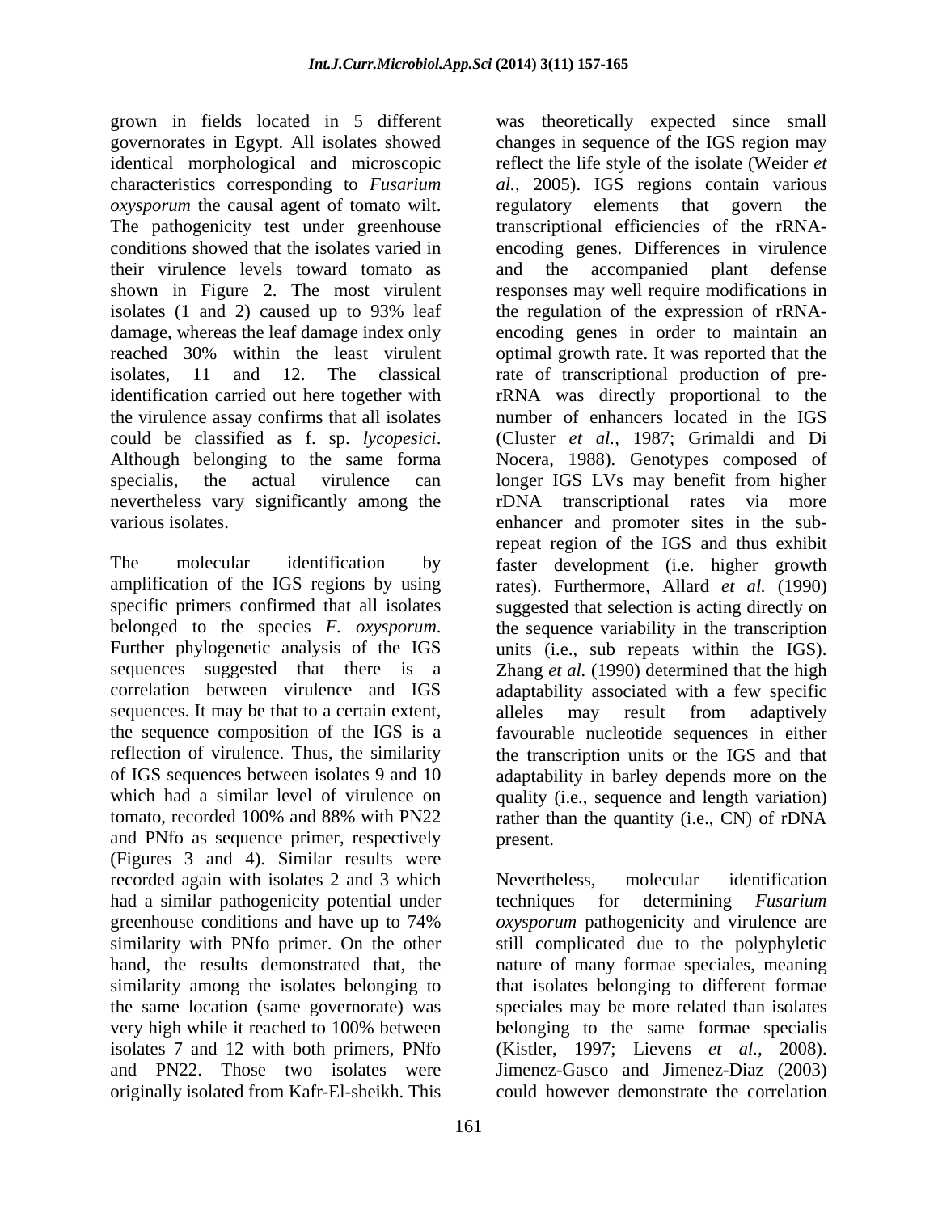grown in fields located in 5 different governorates in Egypt. All isolates showed identical morphological and microscopic characteristics corresponding to *Fusarium oxysporum* the causal agent of tomato wilt. The pathogenicity test under greenhouse conditions showed that the isolates varied in their virulence levels toward tomato as shown in Figure 2. The most virulent isolates (1 and 2) caused up to 93% leaf damage, whereas the leaf damage index only reached 30% within the least virulent isolates, 11 and 12. The classical identification carried out here together with the virulence assay confirms that all isolates could be classified as f. sp. *lycopesici*. Although belonging to the same forma specialis, the actual virulence can nevertheless vary significantly among the various isolates.

The molecular identification by amplification of the IGS regions by using specific primers confirmed that all isolates belonged to the species *F. oxysporum*. Further phylogenetic analysis of the IGS sequences suggested that there is a correlation between virulence and IGS sequences. It may be that to a certain extent, the sequence composition of the IGS is a reflection of virulence. Thus, the similarity of IGS sequences between isolates 9 and 10 which had a similar level of virulence on tomato, recorded 100% and 88% with PN22 and PNfo as sequence primer, respectively (Figures 3 and 4). Similar results were recorded again with isolates 2 and 3 which had a similar pathogenicity potential under greenhouse conditions and have up to 74% similarity with PNfo primer. On the other hand, the results demonstrated that, the similarity among the isolates belonging to the same location (same governorate) was very high while it reached to 100% between isolates 7 and 12 with both primers, PNfo and PN22. Those two isolates were originally isolated from Kafr-El-sheikh. This was theoretically expected since small changes in sequence of the IGS region may reflect the life style of the isolate (Weider *et al.,* 2005). IGS regions contain various regulatory elements that govern the transcriptional efficiencies of the rRNA-encoding genes. Differences in virulence and the accompanied plant defense responses may well require modifications in the regulation of the expression of rRNA-encoding genes in order to maintain an optimal growth rate. It was reported that the rate of transcriptional production of pre-rRNA was directly proportional to the number of enhancers located in the IGS (Cluster *et al.,* 1987; Grimaldi and Di Nocera, 1988). Genotypes composed of longer IGS LVs may benefit from higher rDNA transcriptional rates via more enhancer and promoter sites in the sub-repeat region of the IGS and thus exhibit faster development (i.e. higher growth rates). Furthermore, Allard *et al.* (1990) suggested that selection is acting directly on the sequence variability in the transcription units (i.e., sub repeats within the IGS). Zhang *et al.* (1990) determined that the high adaptability associated with a few specific alleles may result from adaptively favourable nucleotide sequences in either the transcription units or the IGS and that adaptability in barley depends more on the quality (i.e., sequence and length variation) rather than the quantity (i.e., CN) of rDNA present.

Nevertheless, molecular identification techniques for determining *Fusarium oxysporum* pathogenicity and virulence are still complicated due to the polyphyletic nature of many formae speciales, meaning that isolates belonging to different formae speciales may be more related than isolates belonging to the same formae specialis (Kistler, 1997; Lievens *et al.,* 2008). Jimenez-Gasco and Jimenez-Diaz (2003) could however demonstrate the correlation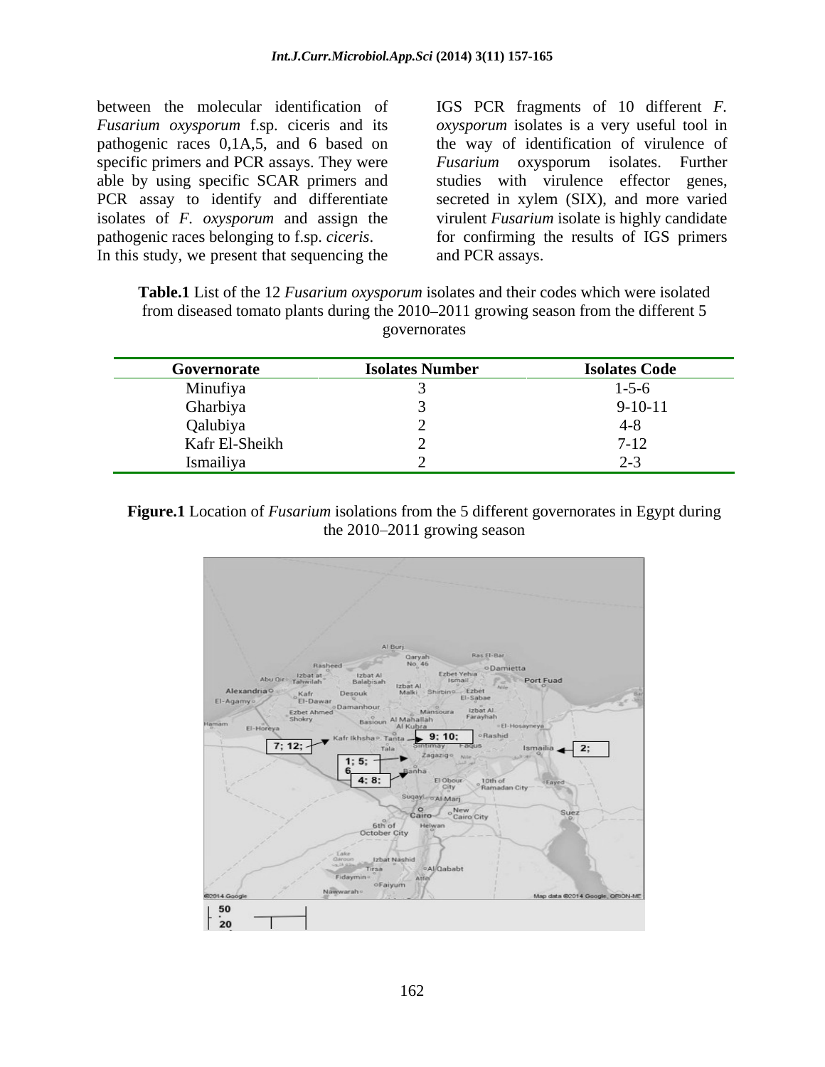between the molecular identification of *Fusarium oxysporum* f.sp. ciceris and its pathogenic races 0,1A,5, and 6 based on specific primers and PCR assays. They were able by using specific SCAR primers and PCR assay to identify and differentiate isolates of *F. oxysporum* and assign the pathogenic races belonging to f.sp. *ciceris*.

In this study, we present that sequencing the IGS PCR fragments of 10 different *F. oxysporum* isolates is a very useful tool in the way of identification of virulence of *Fusarium* oxysporum isolates. Further studies with virulence effector genes, secreted in xylem (SIX), and more varied virulent *Fusarium* isolate is highly candidate for confirming the results of IGS primers and PCR assays.

**Table.1** List of the 12 *Fusarium oxysporum* isolates and their codes which were isolated from diseased tomato plants during the 2010–2011 growing season from the different 5 governorates

| Governorate | Isolates Number | Isolates Code |
|---|---|---|
| Minufiya | 3 | 1-5-6 |
| Gharbiya | 3 | 9-10-11 |
| Qalubiya | 2 | 4-8 |
| Kafr El-Sheikh | 2 | 7-12 |
| Ismailiya | 2 | 2-3 |

**Figure.1** Location of *Fusarium* isolations from the 5 different governorates in Egypt during the 2010–2011 growing season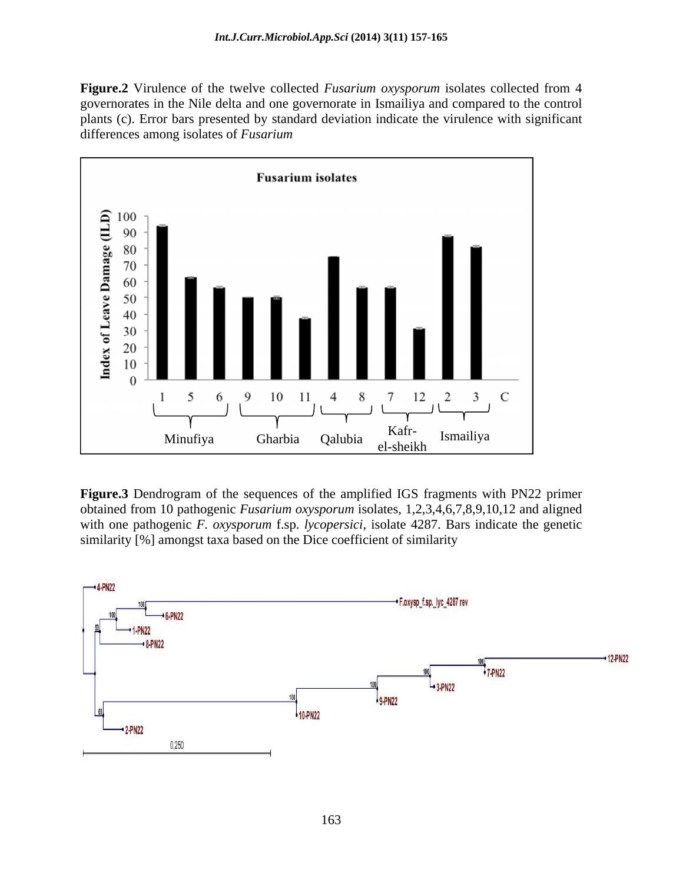**Figure.2** Virulence of the twelve collected *Fusarium oxysporum* isolates collected from 4 governorates in the Nile delta and one governorate in Ismailiya and compared to the control plants (c). Error bars presented by standard deviation indicate the virulence with significant differences among isolates of *Fusarium*

**Figure.3** Dendrogram of the sequences of the amplified IGS fragments with PN22 primer obtained from 10 pathogenic *Fusarium oxysporum* isolates, 1,2,3,4,6,7,8,9,10,12 and aligned with one pathogenic *F. oxysporum* f.sp. *lycopersici*, isolate 4287. Bars indicate the genetic similarity [%] amongst taxa based on the Dice coefficient of similarity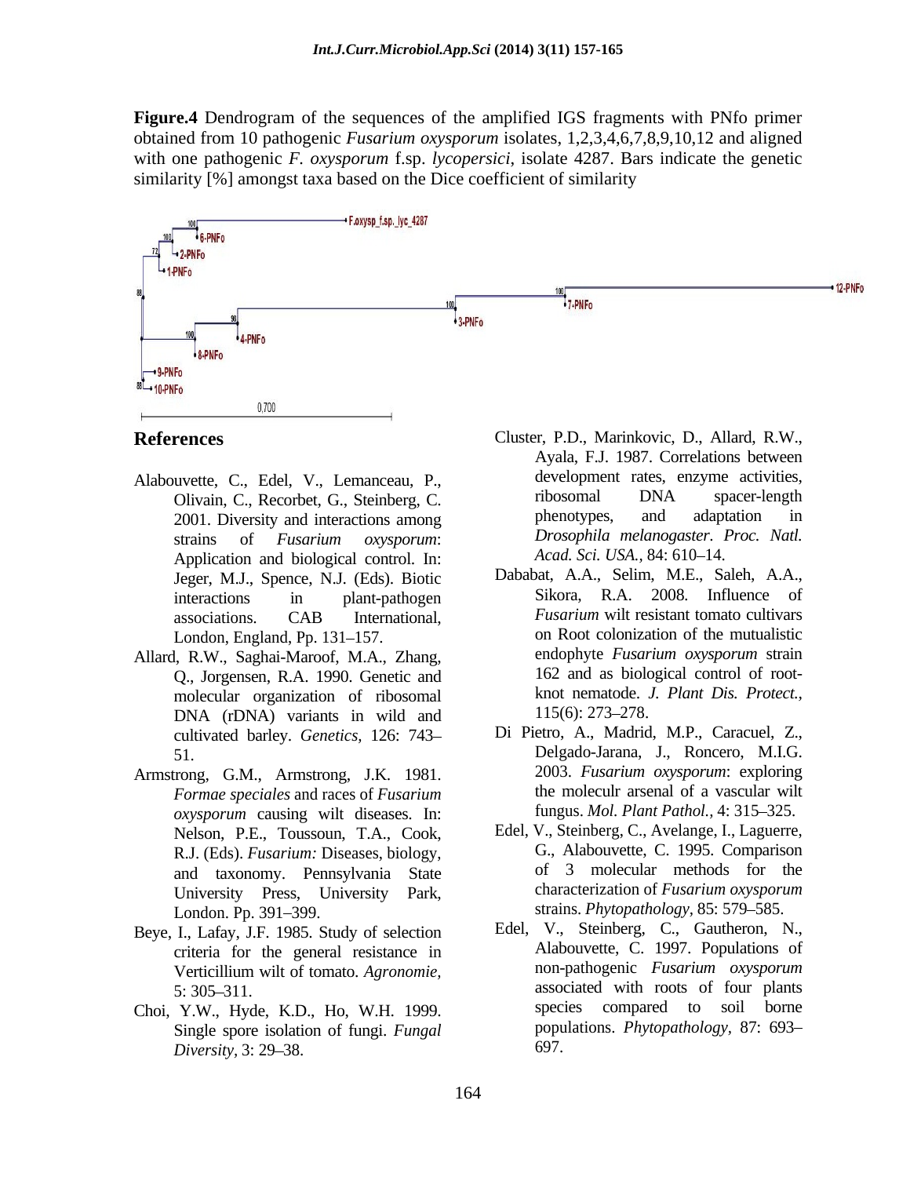**Figure.4** Dendrogram of the sequences of the amplified IGS fragments with PNfo primer obtained from 10 pathogenic *Fusarium oxysporum* isolates, 1,2,3,4,6,7,8,9,10,12 and aligned with one pathogenic *F. oxysporum* f.sp. *lycopersici*, isolate 4287. Bars indicate the genetic similarity [%] amongst taxa based on the Dice coefficient of similarity

## References

Alabouvette, C., Edel, V., Lemanceau, P., Olivain, C., Recorbet, G., Steinberg, C. 2001. Diversity and interactions among strains of *Fusarium oxysporum*: Application and biological control. In: Jeger, M.J., Spence, N.J. (Eds). Biotic interactions in plant-pathogen associations. CAB International, London, England, Pp. 131–157.

Allard, R.W., Saghai-Maroof, M.A., Zhang, Q., Jorgensen, R.A. 1990. Genetic and molecular organization of ribosomal DNA (rDNA) variants in wild and cultivated barley. *Genetics,* 126: 743–51.

Armstrong, G.M., Armstrong, J.K. 1981. *Formae speciales* and races of *Fusarium oxysporum* causing wilt diseases. In: Nelson, P.E., Toussoun, T.A., Cook, R.J. (Eds). *Fusarium:* Diseases, biology, and taxonomy. Pennsylvania State University Press, University Park, London. Pp. 391–399.

Beye, I., Lafay, J.F. 1985. Study of selection criteria for the general resistance in Verticillium wilt of tomato. *Agronomie,* 5: 305–311.

Choi, Y.W., Hyde, K.D., Ho, W.H. 1999. Single spore isolation of fungi. *Fungal Diversity,* 3: 29–38.

Cluster, P.D., Marinkovic, D., Allard, R.W., Ayala, F.J. 1987. Correlations between development rates, enzyme activities, ribosomal DNA spacer-length phenotypes, and adaptation in *Drosophila melanogaster. Proc. Natl. Acad. Sci. USA.,* 84: 610–14.

Dababat, A.A., Selim, M.E., Saleh, A.A., Sikora, R.A. 2008. Influence of *Fusarium* wilt resistant tomato cultivars on Root colonization of the mutualistic endophyte *Fusarium oxysporum* strain 162 and as biological control of root-knot nematode. *J. Plant Dis. Protect.,* 115(6): 273–278.

Di Pietro, A., Madrid, M.P., Caracuel, Z., Delgado-Jarana, J., Roncero, M.I.G. 2003. *Fusarium oxysporum*: exploring the moleculr arsenal of a vascular wilt fungus. *Mol. Plant Pathol.,* 4: 315–325.

Edel, V., Steinberg, C., Avelange, I., Laguerre, G., Alabouvette, C. 1995. Comparison of 3 molecular methods for the characterization of *Fusarium oxysporum* strains. *Phytopathology,* 85: 579–585.

Edel, V., Steinberg, C., Gautheron, N., Alabouvette, C. 1997. Populations of non-pathogenic *Fusarium oxysporum* associated with roots of four plants species compared to soil borne populations. *Phytopathology,* 87: 693–697.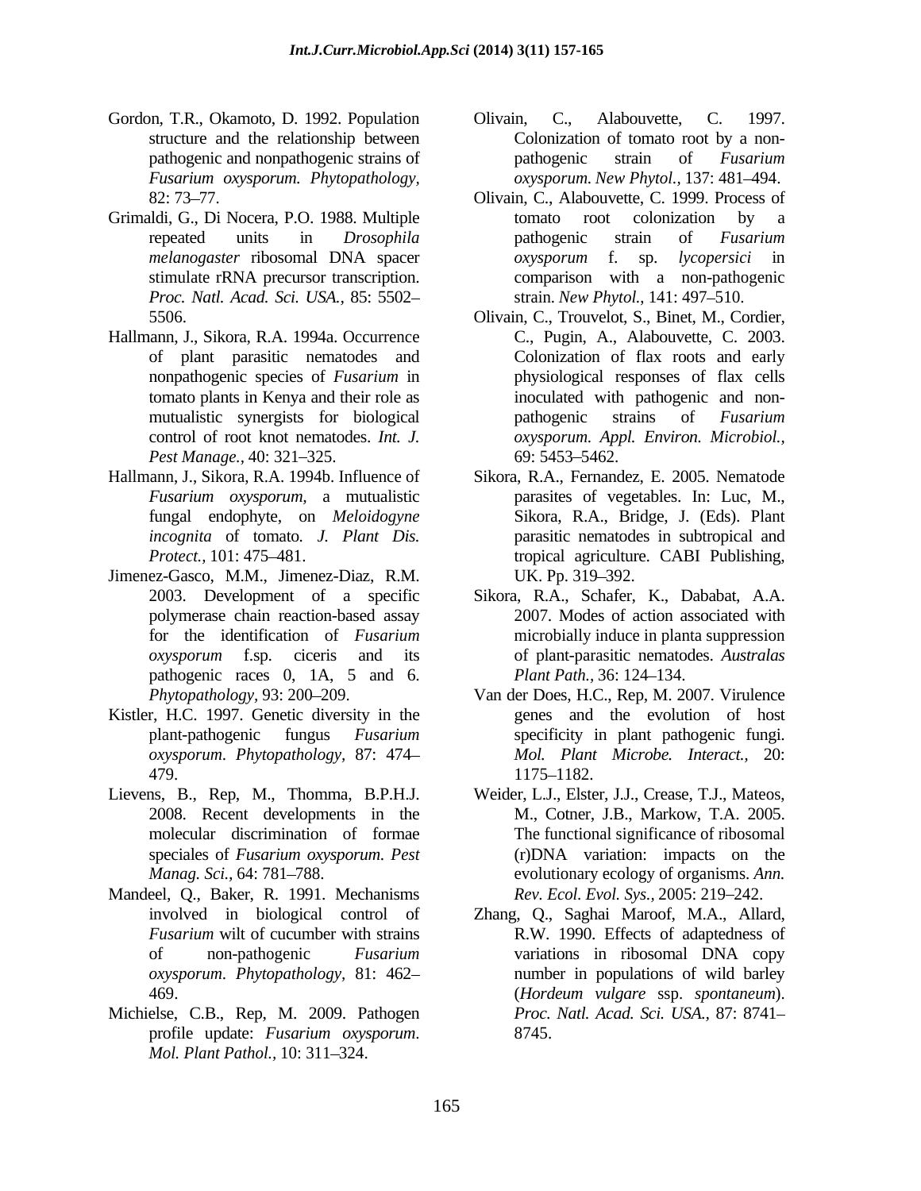Gordon, T.R., Okamoto, D. 1992. Population structure and the relationship between pathogenic and nonpathogenic strains of *Fusarium oxysporum*. *Phytopathology,* 82: 73–77.

Grimaldi, G., Di Nocera, P.O. 1988. Multiple repeated units in *Drosophila melanogaster* ribosomal DNA spacer stimulate rRNA precursor transcription. *Proc. Natl. Acad. Sci. USA.,* 85: 5502–5506.

Hallmann, J., Sikora, R.A. 1994a. Occurrence of plant parasitic nematodes and nonpathogenic species of *Fusarium* in tomato plants in Kenya and their role as mutualistic synergists for biological control of root knot nematodes. *Int. J. Pest Manage.,* 40: 321–325.

Hallmann, J., Sikora, R.A. 1994b. Influence of *Fusarium oxysporum,* a mutualistic fungal endophyte, on *Meloidogyne incognita* of tomato. *J. Plant Dis. Protect.,* 101: 475–481.

Jimenez-Gasco, M.M., Jimenez-Diaz, R.M. 2003. Development of a specific polymerase chain reaction-based assay for the identification of *Fusarium oxysporum* f.sp. ciceris and its pathogenic races 0, 1A, 5 and 6. *Phytopathology,* 93: 200–209.

Kistler, H.C. 1997. Genetic diversity in the plant-pathogenic fungus *Fusarium oxysporum*. *Phytopathology,* 87: 474–479.

Lievens, B., Rep, M., Thomma, B.P.H.J. 2008. Recent developments in the molecular discrimination of formae speciales of *Fusarium oxysporum. Pest Manag. Sci.,* 64: 781–788.

Mandeel, Q., Baker, R. 1991. Mechanisms involved in biological control of *Fusarium* wilt of cucumber with strains of non-pathogenic *Fusarium oxysporum*. *Phytopathology,* 81: 462–469.

Michielse, C.B., Rep, M. 2009. Pathogen profile update: *Fusarium oxysporum*. *Mol. Plant Pathol.,* 10: 311–324.

Olivain, C., Alabouvette, C. 1997. Colonization of tomato root by a non-pathogenic strain of *Fusarium oxysporum. New Phytol.,* 137: 481–494.

Olivain, C., Alabouvette, C. 1999. Process of tomato root colonization by a pathogenic strain of *Fusarium oxysporum* f. sp. *lycopersici* in comparison with a non-pathogenic strain. *New Phytol.,* 141: 497–510.

Olivain, C., Trouvelot, S., Binet, M., Cordier, C., Pugin, A., Alabouvette, C. 2003. Colonization of flax roots and early physiological responses of flax cells inoculated with pathogenic and non-pathogenic strains of *Fusarium oxysporum. Appl. Environ. Microbiol.,* 69: 5453–5462.

Sikora, R.A., Fernandez, E. 2005. Nematode parasites of vegetables. In: Luc, M., Sikora, R.A., Bridge, J. (Eds). Plant parasitic nematodes in subtropical and tropical agriculture. CABI Publishing, UK. Pp. 319–392.

Sikora, R.A., Schafer, K., Dababat, A.A. 2007. Modes of action associated with microbially induce in planta suppression of plant-parasitic nematodes. *Australas Plant Path.,* 36: 124–134.

Van der Does, H.C., Rep, M. 2007. Virulence genes and the evolution of host specificity in plant pathogenic fungi. *Mol. Plant Microbe. Interact.,* 20: 1175–1182.

Weider, L.J., Elster, J.J., Crease, T.J., Mateos, M., Cotner, J.B., Markow, T.A. 2005. The functional significance of ribosomal (r)DNA variation: impacts on the evolutionary ecology of organisms. *Ann. Rev. Ecol. Evol. Sys.,* 2005: 219–242.

Zhang, Q., Saghai Maroof, M.A., Allard, R.W. 1990. Effects of adaptedness of variations in ribosomal DNA copy number in populations of wild barley (*Hordeum vulgare* ssp. *spontaneum*). *Proc. Natl. Acad. Sci. USA.,* 87: 8741–8745.